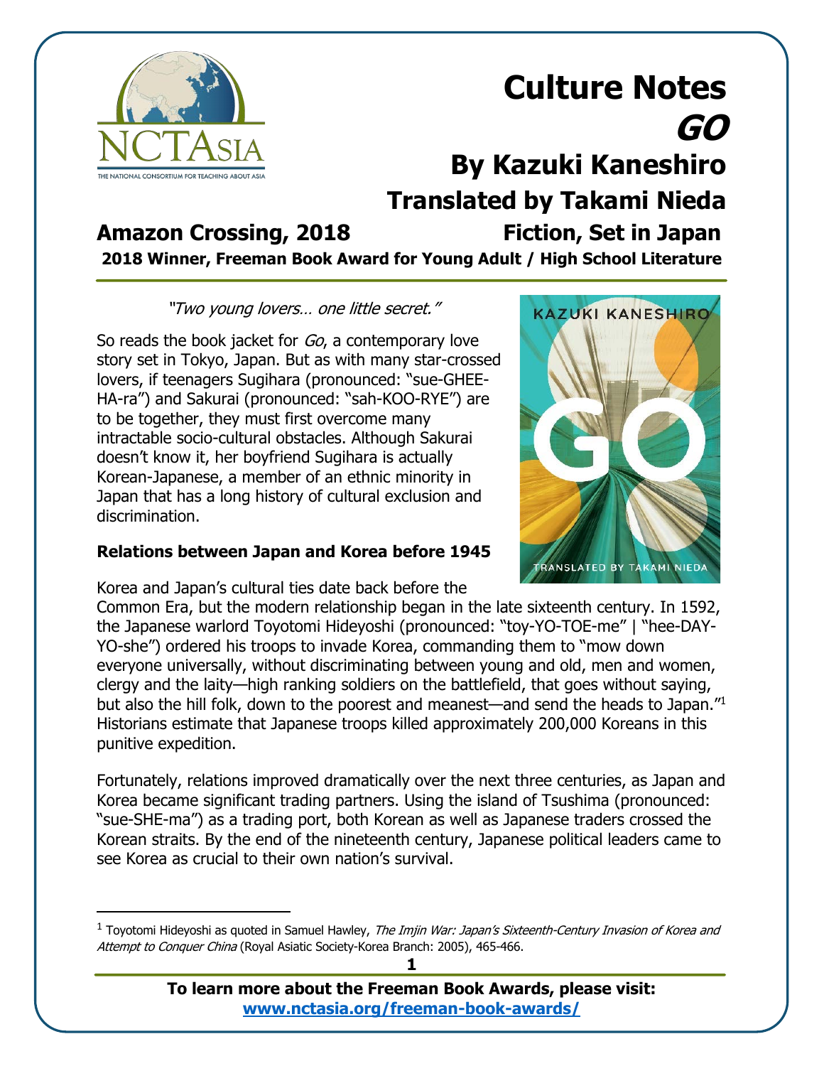# Culture Notes

# *GO*

## By Kazuki Kaneshiro

## Translated by Takami Nieda

**Amazon Crossing, 2018** **Fiction, Set in Japan**

**2018 Winner, Freeman Book Award for Young Adult / High School Literature**

---

*"Two young lovers… one little secret."*

So reads the book jacket for *Go*, a contemporary love story set in Tokyo, Japan. But as with many star-crossed lovers, if teenagers Sugihara (pronounced: "sue-GHEE-HA-ra") and Sakurai (pronounced: "sah-KOO-RYE") are to be together, they must first overcome many intractable socio-cultural obstacles. Although Sakurai doesn't know it, her boyfriend Sugihara is actually Korean-Japanese, a member of an ethnic minority in Japan that has a long history of cultural exclusion and discrimination.

### Relations between Japan and Korea before 1945

Korea and Japan's cultural ties date back before the Common Era, but the modern relationship began in the late sixteenth century. In 1592, the Japanese warlord Toyotomi Hideyoshi (pronounced: "toy-YO-TOE-me" | "hee-DAY-YO-she") ordered his troops to invade Korea, commanding them to "mow down everyone universally, without discriminating between young and old, men and women, clergy and the laity—high ranking soldiers on the battlefield, that goes without saying, but also the hill folk, down to the poorest and meanest—and send the heads to Japan."[1] Historians estimate that Japanese troops killed approximately 200,000 Koreans in this punitive expedition.

Fortunately, relations improved dramatically over the next three centuries, as Japan and Korea became significant trading partners. Using the island of Tsushima (pronounced: "sue-SHE-ma") as a trading port, both Korean as well as Japanese traders crossed the Korean straits. By the end of the nineteenth century, Japanese political leaders came to see Korea as crucial to their own nation's survival.

---

[1] Toyotomi Hideyoshi as quoted in Samuel Hawley, *The Imjin War: Japan's Sixteenth-Century Invasion of Korea and Attempt to Conquer China* (Royal Asiatic Society-Korea Branch: 2005), 465-466.

**To learn more about the Freeman Book Awards, please visit: www.nctasia.org/freeman-book-awards/**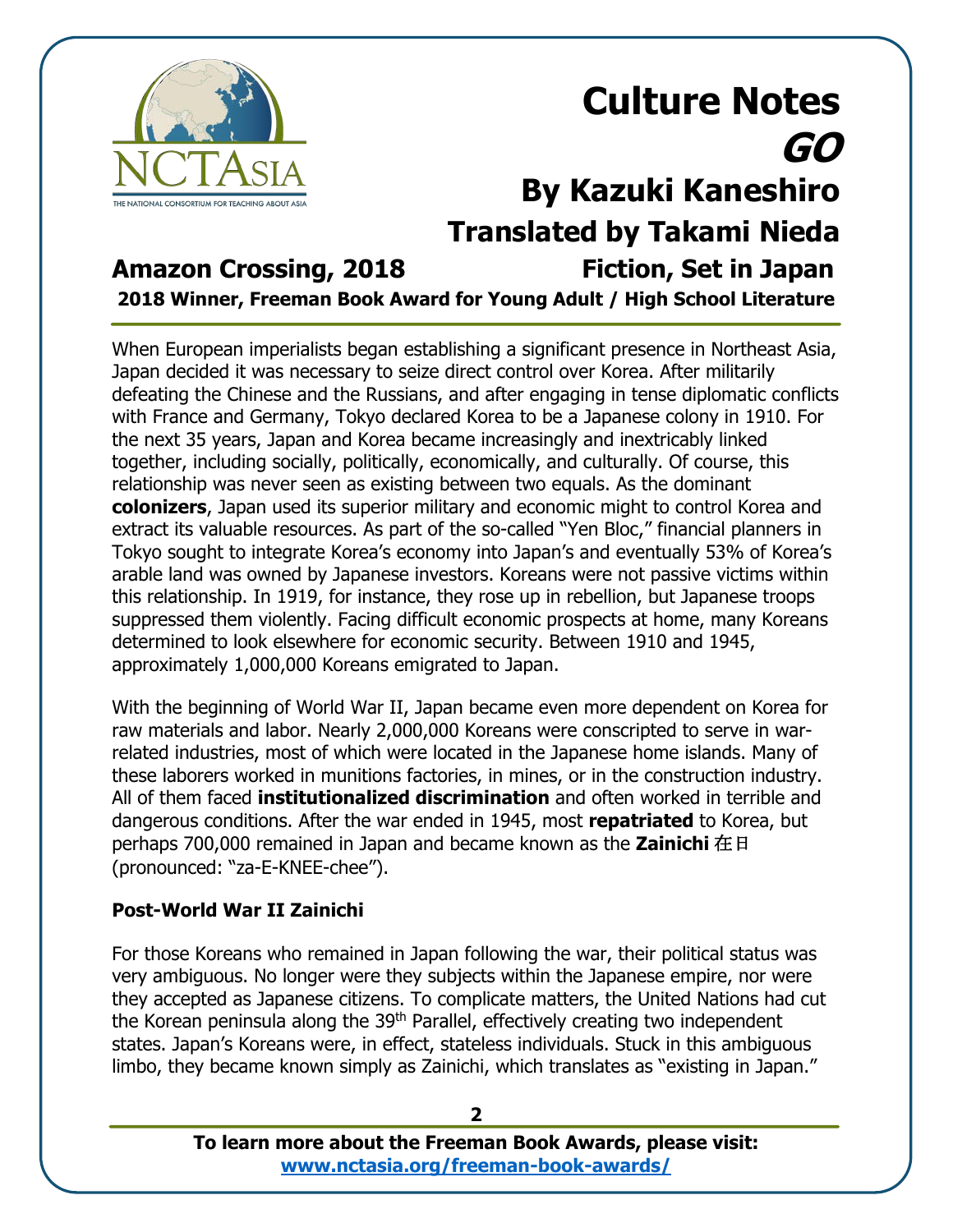# Culture Notes

# *GO*

## By Kazuki Kaneshiro

## Translated by Takami Nieda

**Amazon Crossing, 2018** **Fiction, Set in Japan**

**2018 Winner, Freeman Book Award for Young Adult / High School Literature**

When European imperialists began establishing a significant presence in Northeast Asia, Japan decided it was necessary to seize direct control over Korea. After militarily defeating the Chinese and the Russians, and after engaging in tense diplomatic conflicts with France and Germany, Tokyo declared Korea to be a Japanese colony in 1910. For the next 35 years, Japan and Korea became increasingly and inextricably linked together, including socially, politically, economically, and culturally. Of course, this relationship was never seen as existing between two equals. As the dominant **colonizers**, Japan used its superior military and economic might to control Korea and extract its valuable resources. As part of the so-called "Yen Bloc," financial planners in Tokyo sought to integrate Korea's economy into Japan's and eventually 53% of Korea's arable land was owned by Japanese investors. Koreans were not passive victims within this relationship. In 1919, for instance, they rose up in rebellion, but Japanese troops suppressed them violently. Facing difficult economic prospects at home, many Koreans determined to look elsewhere for economic security. Between 1910 and 1945, approximately 1,000,000 Koreans emigrated to Japan.

With the beginning of World War II, Japan became even more dependent on Korea for raw materials and labor. Nearly 2,000,000 Koreans were conscripted to serve in war-related industries, most of which were located in the Japanese home islands. Many of these laborers worked in munitions factories, in mines, or in the construction industry. All of them faced **institutionalized discrimination** and often worked in terrible and dangerous conditions. After the war ended in 1945, most **repatriated** to Korea, but perhaps 700,000 remained in Japan and became known as the **Zainichi** 在日 (pronounced: "za-E-KNEE-chee").

### Post-World War II Zainichi

For those Koreans who remained in Japan following the war, their political status was very ambiguous. No longer were they subjects within the Japanese empire, nor were they accepted as Japanese citizens. To complicate matters, the United Nations had cut the Korean peninsula along the 39th Parallel, effectively creating two independent states. Japan's Koreans were, in effect, stateless individuals. Stuck in this ambiguous limbo, they became known simply as Zainichi, which translates as "existing in Japan."

To learn more about the Freeman Book Awards, please visit: www.nctasia.org/freeman-book-awards/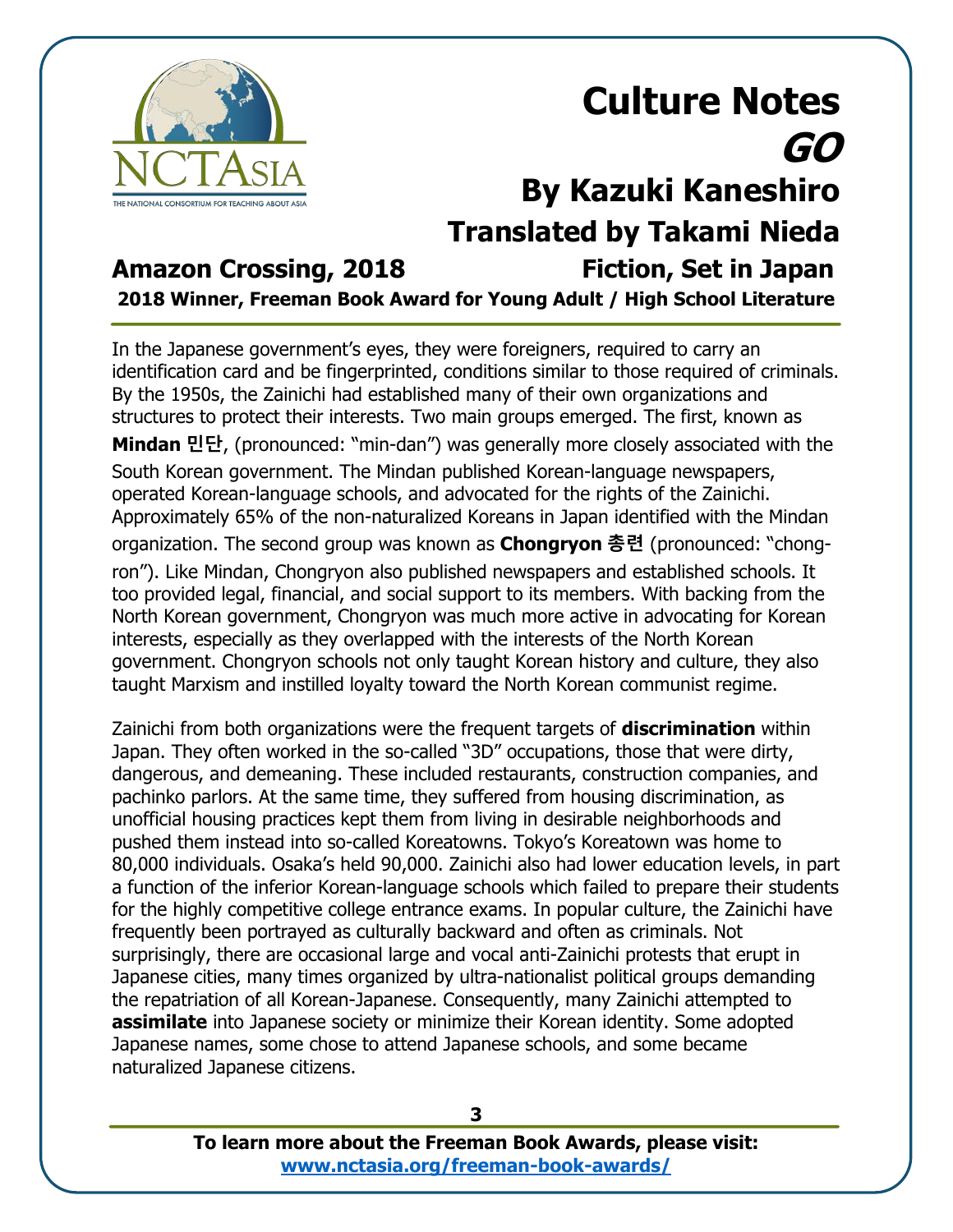In the Japanese government's eyes, they were foreigners, required to carry an identification card and be fingerprinted, conditions similar to those required of criminals. By the 1950s, the Zainichi had established many of their own organizations and structures to protect their interests. Two main groups emerged. The first, known as **Mindan 민단**, (pronounced: "min-dan") was generally more closely associated with the South Korean government. The Mindan published Korean-language newspapers, operated Korean-language schools, and advocated for the rights of the Zainichi. Approximately 65% of the non-naturalized Koreans in Japan identified with the Mindan organization. The second group was known as **Chongryon 총련** (pronounced: "chong-ron"). Like Mindan, Chongryon also published newspapers and established schools. It too provided legal, financial, and social support to its members. With backing from the North Korean government, Chongryon was much more active in advocating for Korean interests, especially as they overlapped with the interests of the North Korean government. Chongryon schools not only taught Korean history and culture, they also taught Marxism and instilled loyalty toward the North Korean communist regime.

Zainichi from both organizations were the frequent targets of **discrimination** within Japan. They often worked in the so-called "3D" occupations, those that were dirty, dangerous, and demeaning. These included restaurants, construction companies, and pachinko parlors. At the same time, they suffered from housing discrimination, as unofficial housing practices kept them from living in desirable neighborhoods and pushed them instead into so-called Koreatowns. Tokyo's Koreatown was home to 80,000 individuals. Osaka's held 90,000. Zainichi also had lower education levels, in part a function of the inferior Korean-language schools which failed to prepare their students for the highly competitive college entrance exams. In popular culture, the Zainichi have frequently been portrayed as culturally backward and often as criminals. Not surprisingly, there are occasional large and vocal anti-Zainichi protests that erupt in Japanese cities, many times organized by ultra-nationalist political groups demanding the repatriation of all Korean-Japanese. Consequently, many Zainichi attempted to **assimilate** into Japanese society or minimize their Korean identity. Some adopted Japanese names, some chose to attend Japanese schools, and some became naturalized Japanese citizens.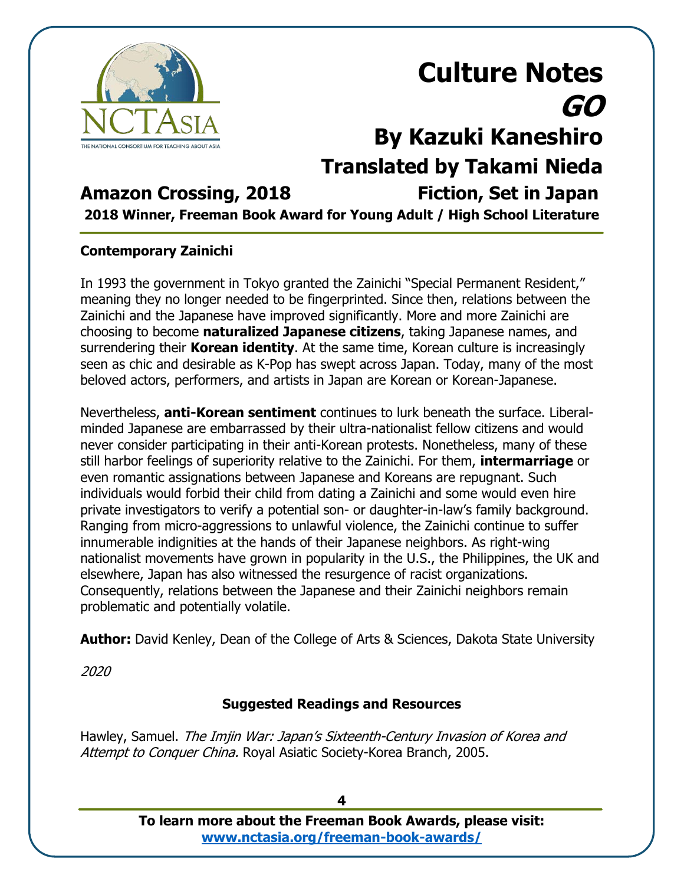# Culture Notes

## *GO*

## By Kazuki Kaneshiro

## Translated by Takami Nieda

**Amazon Crossing, 2018** **Fiction, Set in Japan**

**2018 Winner, Freeman Book Award for Young Adult / High School Literature**

---

### Contemporary Zainichi

In 1993 the government in Tokyo granted the Zainichi "Special Permanent Resident," meaning they no longer needed to be fingerprinted. Since then, relations between the Zainichi and the Japanese have improved significantly. More and more Zainichi are choosing to become **naturalized Japanese citizens**, taking Japanese names, and surrendering their **Korean identity**. At the same time, Korean culture is increasingly seen as chic and desirable as K-Pop has swept across Japan. Today, many of the most beloved actors, performers, and artists in Japan are Korean or Korean-Japanese.

Nevertheless, **anti-Korean sentiment** continues to lurk beneath the surface. Liberal-minded Japanese are embarrassed by their ultra-nationalist fellow citizens and would never consider participating in their anti-Korean protests. Nonetheless, many of these still harbor feelings of superiority relative to the Zainichi. For them, **intermarriage** or even romantic assignations between Japanese and Koreans are repugnant. Such individuals would forbid their child from dating a Zainichi and some would even hire private investigators to verify a potential son- or daughter-in-law's family background. Ranging from micro-aggressions to unlawful violence, the Zainichi continue to suffer innumerable indignities at the hands of their Japanese neighbors. As right-wing nationalist movements have grown in popularity in the U.S., the Philippines, the UK and elsewhere, Japan has also witnessed the resurgence of racist organizations. Consequently, relations between the Japanese and their Zainichi neighbors remain problematic and potentially volatile.

**Author:** David Kenley, Dean of the College of Arts & Sciences, Dakota State University

*2020*

### Suggested Readings and Resources

Hawley, Samuel. *The Imjin War: Japan's Sixteenth-Century Invasion of Korea and Attempt to Conquer China.* Royal Asiatic Society-Korea Branch, 2005.

---

**To learn more about the Freeman Book Awards, please visit:**
**www.nctasia.org/freeman-book-awards/**